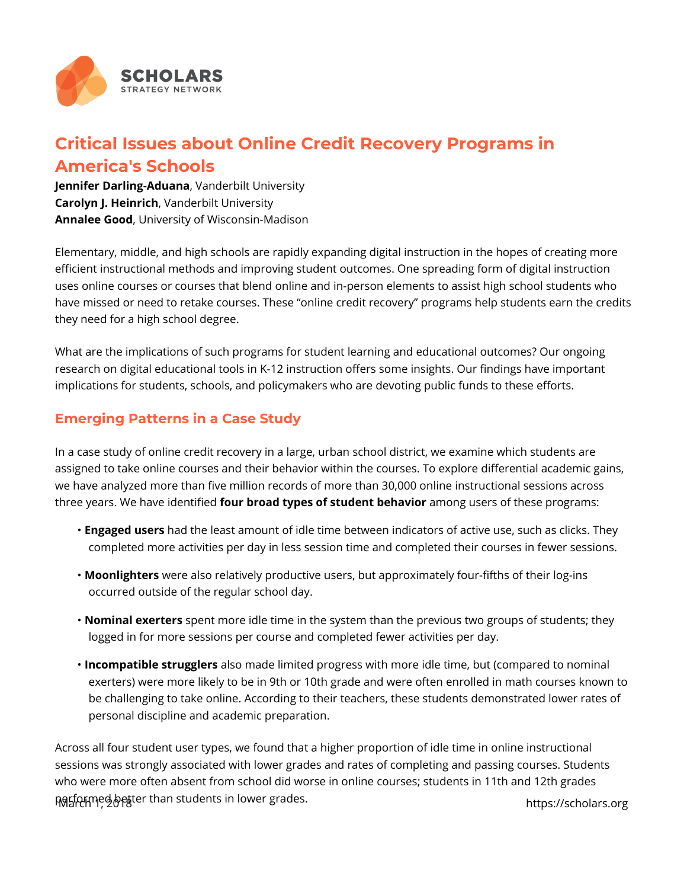# Critical Issues about Online Credit Recovery Programs in America's Schools

**Jennifer Darling-Aduana**, Vanderbilt University
**Carolyn J. Heinrich**, Vanderbilt University
**Annalee Good**, University of Wisconsin-Madison

Elementary, middle, and high schools are rapidly expanding digital instruction in the hopes of creating more efficient instructional methods and improving student outcomes. One spreading form of digital instruction uses online courses or courses that blend online and in-person elements to assist high school students who have missed or need to retake courses. These "online credit recovery" programs help students earn the credits they need for a high school degree.

What are the implications of such programs for student learning and educational outcomes? Our ongoing research on digital educational tools in K-12 instruction offers some insights. Our findings have important implications for students, schools, and policymakers who are devoting public funds to these efforts.

## Emerging Patterns in a Case Study

In a case study of online credit recovery in a large, urban school district, we examine which students are assigned to take online courses and their behavior within the courses. To explore differential academic gains, we have analyzed more than five million records of more than 30,000 online instructional sessions across three years. We have identified **four broad types of student behavior** among users of these programs:

- **Engaged users** had the least amount of idle time between indicators of active use, such as clicks. They completed more activities per day in less session time and completed their courses in fewer sessions.
- **Moonlighters** were also relatively productive users, but approximately four-fifths of their log-ins occurred outside of the regular school day.
- **Nominal exerters** spent more idle time in the system than the previous two groups of students; they logged in for more sessions per course and completed fewer activities per day.
- **Incompatible strugglers** also made limited progress with more idle time, but (compared to nominal exerters) were more likely to be in 9th or 10th grade and were often enrolled in math courses known to be challenging to take online. According to their teachers, these students demonstrated lower rates of personal discipline and academic preparation.

Across all four student user types, we found that a higher proportion of idle time in online instructional sessions was strongly associated with lower grades and rates of completing and passing courses. Students who were more often absent from school did worse in online courses; students in 11th and 12th grades performed better than students in lower grades.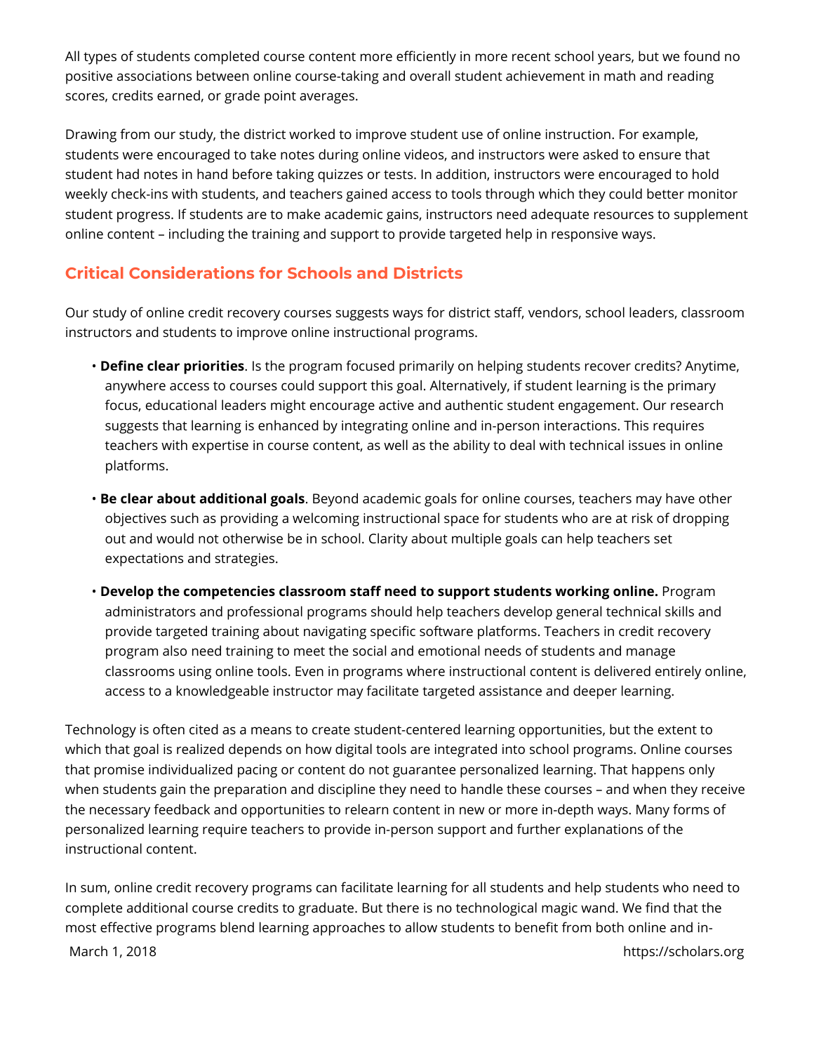All types of students completed course content more efficiently in more recent school years, but we found no positive associations between online course-taking and overall student achievement in math and reading scores, credits earned, or grade point averages.

Drawing from our study, the district worked to improve student use of online instruction. For example, students were encouraged to take notes during online videos, and instructors were asked to ensure that student had notes in hand before taking quizzes or tests. In addition, instructors were encouraged to hold weekly check-ins with students, and teachers gained access to tools through which they could better monitor student progress. If students are to make academic gains, instructors need adequate resources to supplement online content – including the training and support to provide targeted help in responsive ways.

## Critical Considerations for Schools and Districts

Our study of online credit recovery courses suggests ways for district staff, vendors, school leaders, classroom instructors and students to improve online instructional programs.

- **Define clear priorities**. Is the program focused primarily on helping students recover credits? Anytime, anywhere access to courses could support this goal. Alternatively, if student learning is the primary focus, educational leaders might encourage active and authentic student engagement. Our research suggests that learning is enhanced by integrating online and in-person interactions. This requires teachers with expertise in course content, as well as the ability to deal with technical issues in online platforms.

- **Be clear about additional goals**. Beyond academic goals for online courses, teachers may have other objectives such as providing a welcoming instructional space for students who are at risk of dropping out and would not otherwise be in school. Clarity about multiple goals can help teachers set expectations and strategies.

- **Develop the competencies classroom staff need to support students working online.** Program administrators and professional programs should help teachers develop general technical skills and provide targeted training about navigating specific software platforms. Teachers in credit recovery program also need training to meet the social and emotional needs of students and manage classrooms using online tools. Even in programs where instructional content is delivered entirely online, access to a knowledgeable instructor may facilitate targeted assistance and deeper learning.

Technology is often cited as a means to create student-centered learning opportunities, but the extent to which that goal is realized depends on how digital tools are integrated into school programs. Online courses that promise individualized pacing or content do not guarantee personalized learning. That happens only when students gain the preparation and discipline they need to handle these courses – and when they receive the necessary feedback and opportunities to relearn content in new or more in-depth ways. Many forms of personalized learning require teachers to provide in-person support and further explanations of the instructional content.

In sum, online credit recovery programs can facilitate learning for all students and help students who need to complete additional course credits to graduate. But there is no technological magic wand. We find that the most effective programs blend learning approaches to allow students to benefit from both online and in-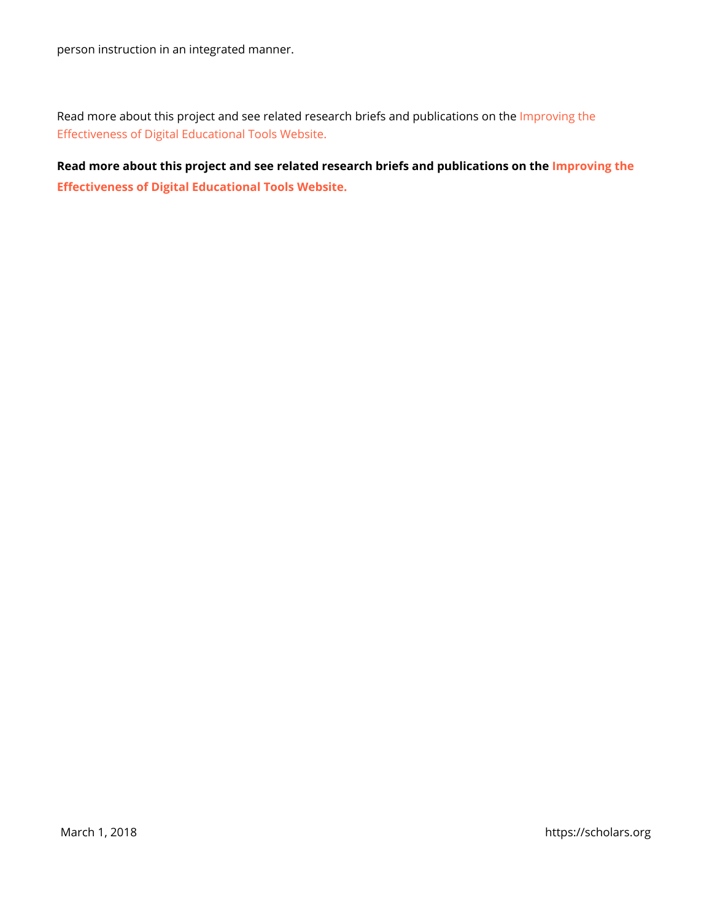person instruction in an integrated manner.

Read more about this project and see related research briefs and publications on the Improving the Effectiveness of Digital Educational Tools Website.

**Read more about this project and see related research briefs and publications on the Improving the Effectiveness of Digital Educational Tools Website.**